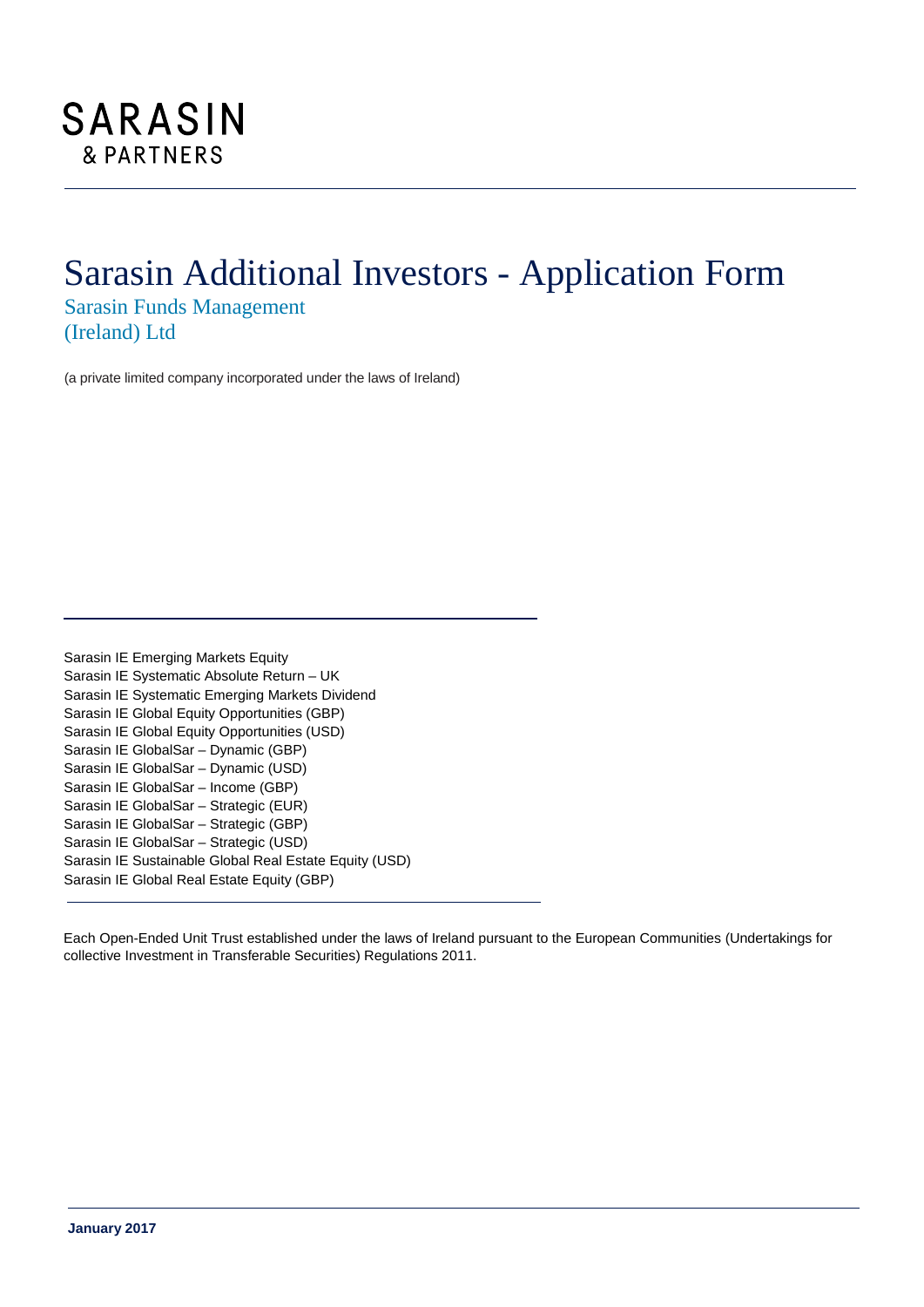SARASIN
& PARTNERS

# Sarasin Additional Investors - Application Form

## Sarasin Funds Management (Ireland) Ltd

(a private limited company incorporated under the laws of Ireland)

Sarasin IE Emerging Markets Equity
Sarasin IE Systematic Absolute Return – UK
Sarasin IE Systematic Emerging Markets Dividend
Sarasin IE Global Equity Opportunities (GBP)
Sarasin IE Global Equity Opportunities (USD)
Sarasin IE GlobalSar – Dynamic (GBP)
Sarasin IE GlobalSar – Dynamic (USD)
Sarasin IE GlobalSar – Income (GBP)
Sarasin IE GlobalSar – Strategic (EUR)
Sarasin IE GlobalSar – Strategic (GBP)
Sarasin IE GlobalSar – Strategic (USD)
Sarasin IE Sustainable Global Real Estate Equity (USD)
Sarasin IE Global Real Estate Equity (GBP)

Each Open-Ended Unit Trust established under the laws of Ireland pursuant to the European Communities (Undertakings for collective Investment in Transferable Securities) Regulations 2011.

**January 2017**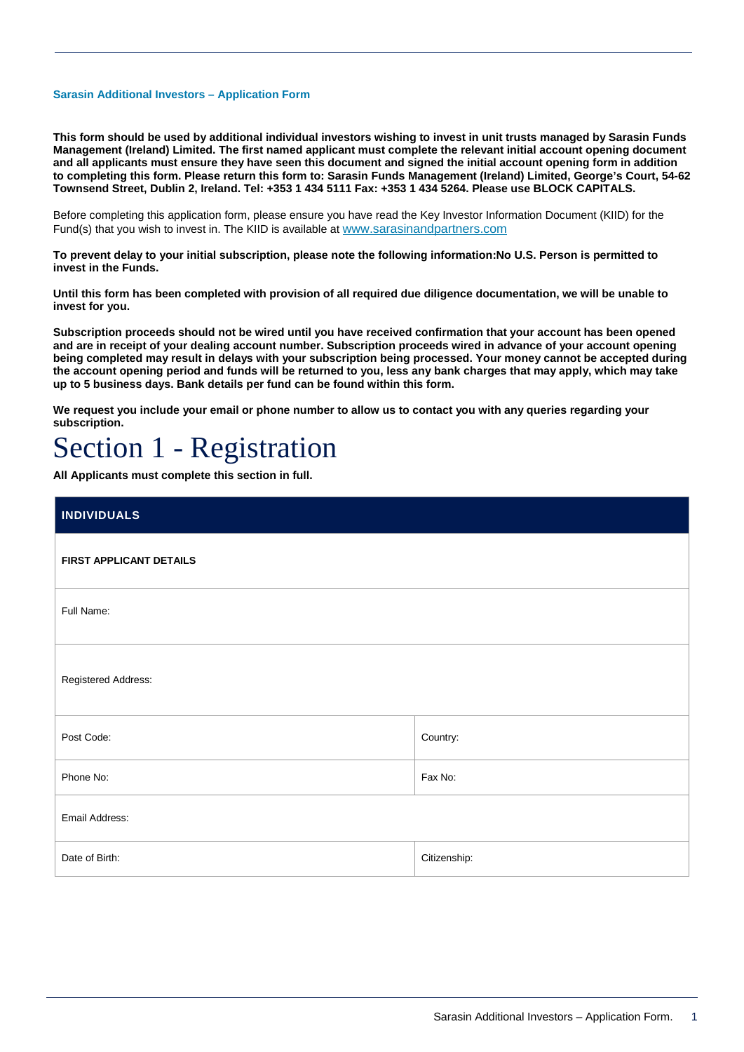**Sarasin Additional Investors – Application Form**

**This form should be used by additional individual investors wishing to invest in unit trusts managed by Sarasin Funds Management (Ireland) Limited. The first named applicant must complete the relevant initial account opening document and all applicants must ensure they have seen this document and signed the initial account opening form in addition to completing this form. Please return this form to: Sarasin Funds Management (Ireland) Limited, George's Court, 54-62 Townsend Street, Dublin 2, Ireland. Tel: +353 1 434 5111 Fax: +353 1 434 5264. Please use BLOCK CAPITALS.**

Before completing this application form, please ensure you have read the Key Investor Information Document (KIID) for the Fund(s) that you wish to invest in. The KIID is available at www.sarasinandpartners.com

**To prevent delay to your initial subscription, please note the following information:No U.S. Person is permitted to invest in the Funds.**

**Until this form has been completed with provision of all required due diligence documentation, we will be unable to invest for you.**

**Subscription proceeds should not be wired until you have received confirmation that your account has been opened and are in receipt of your dealing account number. Subscription proceeds wired in advance of your account opening being completed may result in delays with your subscription being processed. Your money cannot be accepted during the account opening period and funds will be returned to you, less any bank charges that may apply, which may take up to 5 business days. Bank details per fund can be found within this form.**

**We request you include your email or phone number to allow us to contact you with any queries regarding your subscription.**

# Section 1 - Registration

**All Applicants must complete this section in full.**

| **INDIVIDUALS** | |
|---|---|
| **FIRST APPLICANT DETAILS** | |
| Full Name: | |
| Registered Address: | |
| Post Code: | Country: |
| Phone No: | Fax No: |
| Email Address: | |
| Date of Birth: | Citizenship: |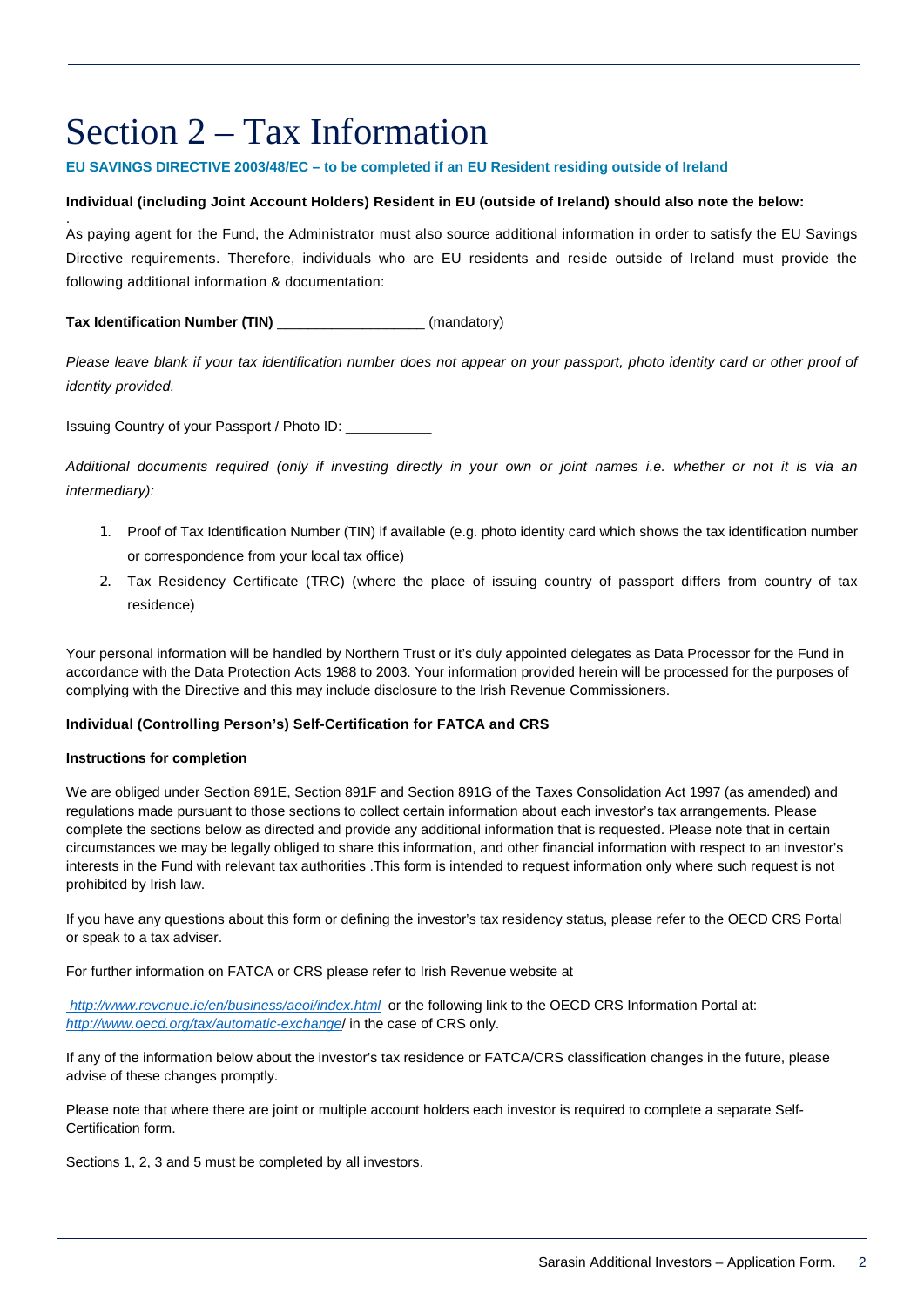# Section 2 – Tax Information

**EU SAVINGS DIRECTIVE 2003/48/EC – to be completed if an EU Resident residing outside of Ireland**

**Individual (including Joint Account Holders) Resident in EU (outside of Ireland) should also note the below:**

As paying agent for the Fund, the Administrator must also source additional information in order to satisfy the EU Savings Directive requirements. Therefore, individuals who are EU residents and reside outside of Ireland must provide the following additional information & documentation:

**Tax Identification Number (TIN)** __________________ (mandatory)

*Please leave blank if your tax identification number does not appear on your passport, photo identity card or other proof of identity provided.*

Issuing Country of your Passport / Photo ID: ___________

*Additional documents required (only if investing directly in your own or joint names i.e. whether or not it is via an intermediary):*

1. Proof of Tax Identification Number (TIN) if available (e.g. photo identity card which shows the tax identification number or correspondence from your local tax office)
2. Tax Residency Certificate (TRC) (where the place of issuing country of passport differs from country of tax residence)

Your personal information will be handled by Northern Trust or it's duly appointed delegates as Data Processor for the Fund in accordance with the Data Protection Acts 1988 to 2003. Your information provided herein will be processed for the purposes of complying with the Directive and this may include disclosure to the Irish Revenue Commissioners.

**Individual (Controlling Person's) Self-Certification for FATCA and CRS**

**Instructions for completion**

We are obliged under Section 891E, Section 891F and Section 891G of the Taxes Consolidation Act 1997 (as amended) and regulations made pursuant to those sections to collect certain information about each investor's tax arrangements. Please complete the sections below as directed and provide any additional information that is requested. Please note that in certain circumstances we may be legally obliged to share this information, and other financial information with respect to an investor's interests in the Fund with relevant tax authorities .This form is intended to request information only where such request is not prohibited by Irish law.

If you have any questions about this form or defining the investor's tax residency status, please refer to the OECD CRS Portal or speak to a tax adviser.

For further information on FATCA or CRS please refer to Irish Revenue website at

*http://www.revenue.ie/en/business/aeoi/index.html* or the following link to the OECD CRS Information Portal at: *http://www.oecd.org/tax/automatic-exchange/* in the case of CRS only.

If any of the information below about the investor's tax residence or FATCA/CRS classification changes in the future, please advise of these changes promptly.

Please note that where there are joint or multiple account holders each investor is required to complete a separate Self-Certification form.

Sections 1, 2, 3 and 5 must be completed by all investors.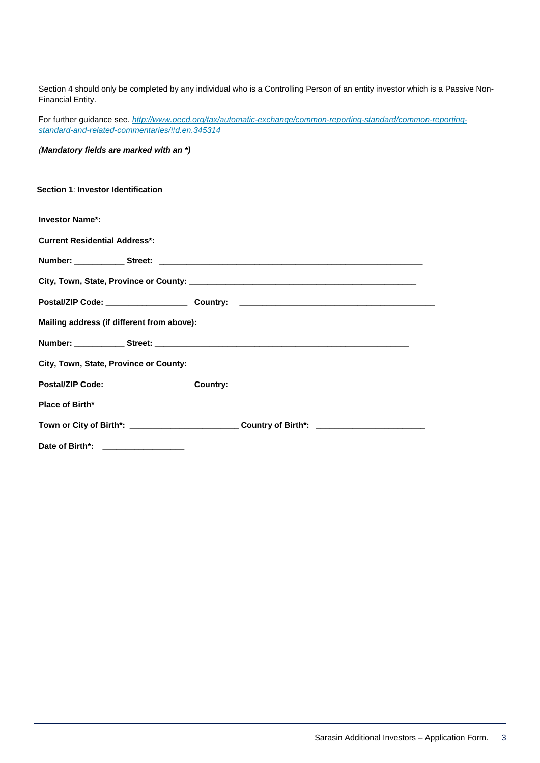Section 4 should only be completed by any individual who is a Controlling Person of an entity investor which is a Passive Non-Financial Entity.

For further guidance see. *[http://www.oecd.org/tax/automatic-exchange/common-reporting-standard/common-reporting-standard-and-related-commentaries/#d.en.345314](http://www.oecd.org/tax/automatic-exchange/common-reporting-standard/common-reporting-standard-and-related-commentaries/#d.en.345314)*

*(**Mandatory fields are marked with an *)***

---

**Section 1**: **Investor Identification**

**Investor Name*:** ___________________________________

**Current Residential Address*:**

**Number:** ___________ **Street:** _______________________________________________________________

**City, Town, State, Province or County:** _____________________________________________________

**Postal/ZIP Code:** __________________ **Country:** ___________________________________________

**Mailing address (if different from above):**

**Number:** ___________ **Street:** ____________________________________________________________

**City, Town, State, Province or County:** ______________________________________________________

**Postal/ZIP Code:** __________________ **Country:** ___________________________________________

**Place of Birth*** __________________

**Town or City of Birth*:** ________________________ **Country of Birth*:** ________________________

**Date of Birth*:** __________________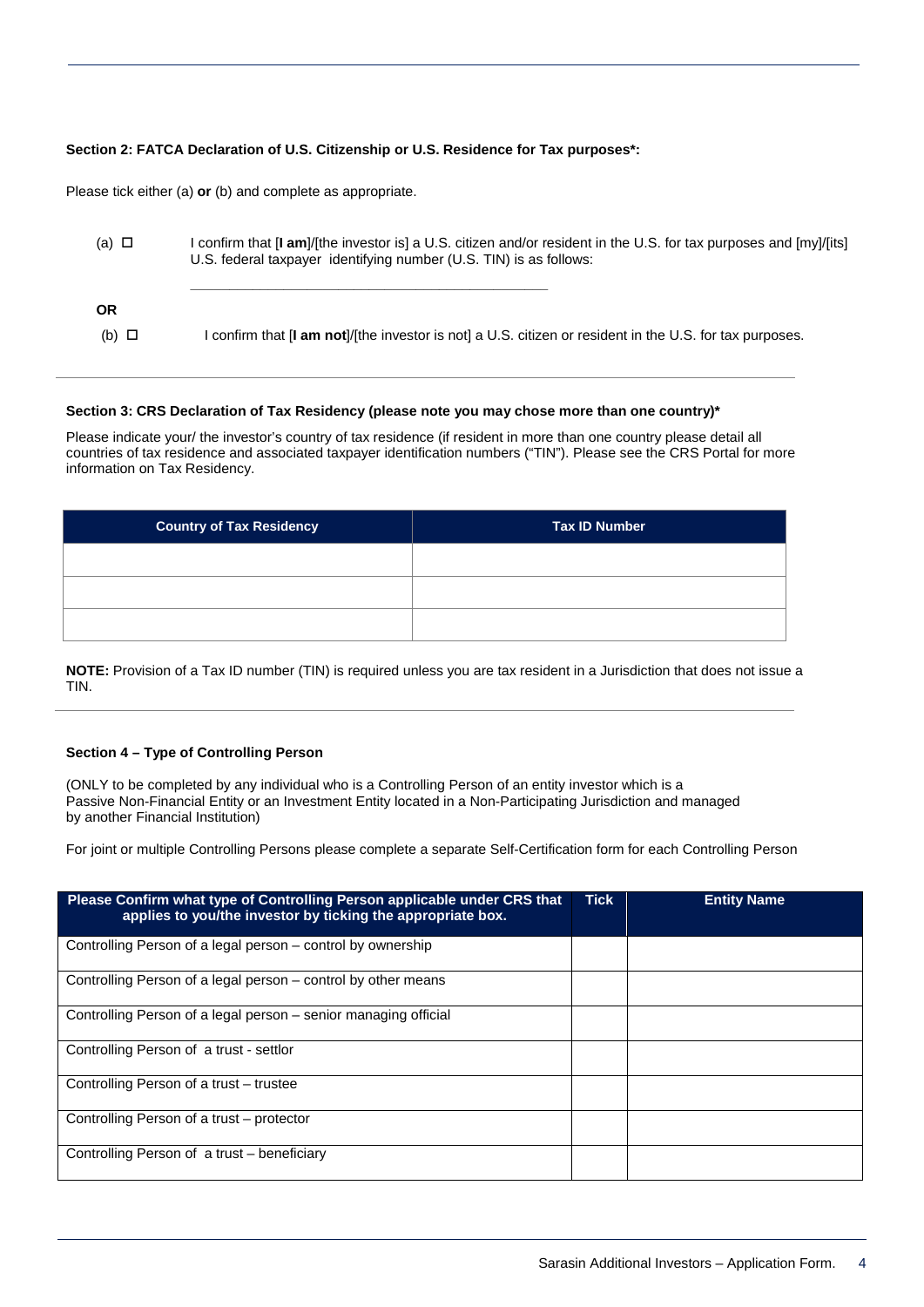**Section 2: FATCA Declaration of U.S. Citizenship or U.S. Residence for Tax purposes*:**

Please tick either (a) **or** (b) and complete as appropriate.

(a) ☐ I confirm that [**I am**]/[the investor is] a U.S. citizen and/or resident in the U.S. for tax purposes and [my]/[its] U.S. federal taxpayer identifying number (U.S. TIN) is as follows:

\_\_\_\_\_\_\_\_\_\_\_\_\_\_\_\_\_\_\_\_\_\_\_\_\_\_\_\_\_\_\_\_\_\_\_\_\_\_\_\_\_\_\_\_

**OR**

(b) ☐ I confirm that [**I am not**]/[the investor is not] a U.S. citizen or resident in the U.S. for tax purposes.

**Section 3: CRS Declaration of Tax Residency (please note you may chose more than one country)***

Please indicate your/ the investor's country of tax residence (if resident in more than one country please detail all countries of tax residence and associated taxpayer identification numbers ("TIN"). Please see the CRS Portal for more information on Tax Residency.

| Country of Tax Residency | Tax ID Number |
|---|---|
| | |
| | |
| | |

**NOTE:** Provision of a Tax ID number (TIN) is required unless you are tax resident in a Jurisdiction that does not issue a TIN.

**Section 4 – Type of Controlling Person**

(ONLY to be completed by any individual who is a Controlling Person of an entity investor which is a Passive Non-Financial Entity or an Investment Entity located in a Non-Participating Jurisdiction and managed by another Financial Institution)

For joint or multiple Controlling Persons please complete a separate Self-Certification form for each Controlling Person

| Please Confirm what type of Controlling Person applicable under CRS that applies to you/the investor by ticking the appropriate box. | Tick | Entity Name |
|---|---|---|
| Controlling Person of a legal person – control by ownership | | |
| Controlling Person of a legal person – control by other means | | |
| Controlling Person of a legal person – senior managing official | | |
| Controlling Person of a trust - settlor | | |
| Controlling Person of a trust – trustee | | |
| Controlling Person of a trust – protector | | |
| Controlling Person of a trust – beneficiary | | |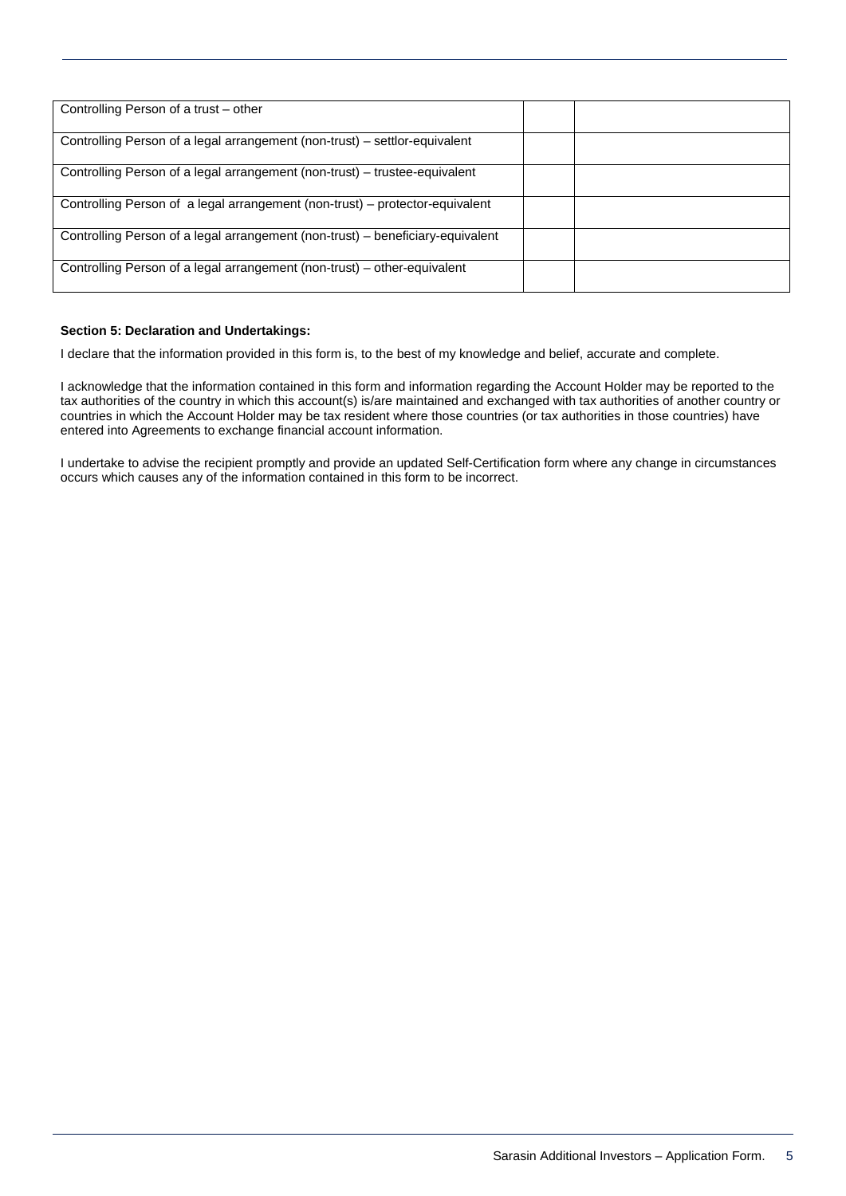| | | |
|---|---|---|
| Controlling Person of a trust – other | | |
| Controlling Person of a legal arrangement (non-trust) – settlor-equivalent | | |
| Controlling Person of a legal arrangement (non-trust) – trustee-equivalent | | |
| Controlling Person of a legal arrangement (non-trust) – protector-equivalent | | |
| Controlling Person of a legal arrangement (non-trust) – beneficiary-equivalent | | |
| Controlling Person of a legal arrangement (non-trust) – other-equivalent | | |

**Section 5: Declaration and Undertakings:**

I declare that the information provided in this form is, to the best of my knowledge and belief, accurate and complete.

I acknowledge that the information contained in this form and information regarding the Account Holder may be reported to the tax authorities of the country in which this account(s) is/are maintained and exchanged with tax authorities of another country or countries in which the Account Holder may be tax resident where those countries (or tax authorities in those countries) have entered into Agreements to exchange financial account information.

I undertake to advise the recipient promptly and provide an updated Self-Certification form where any change in circumstances occurs which causes any of the information contained in this form to be incorrect.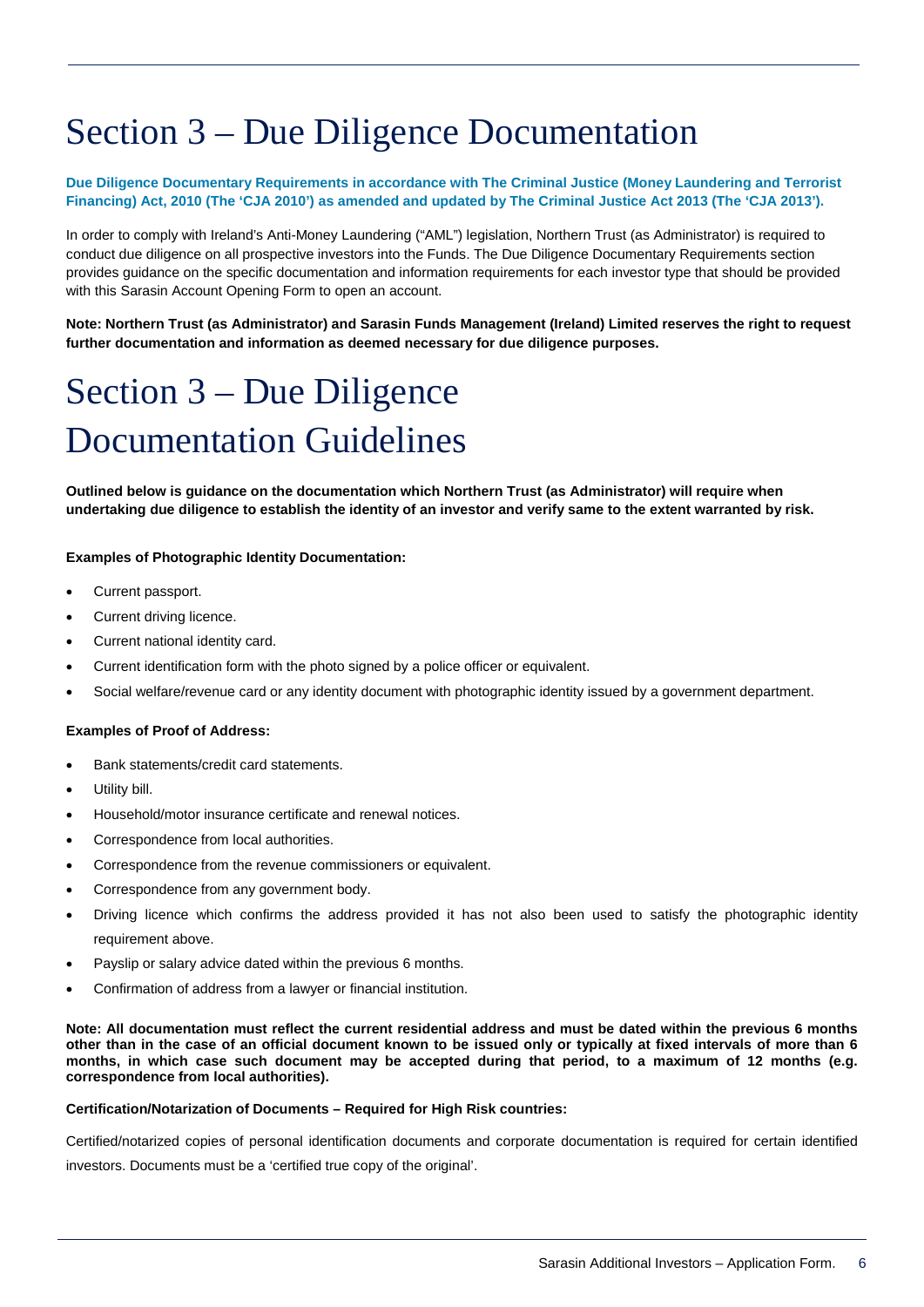# Section 3 – Due Diligence Documentation

**Due Diligence Documentary Requirements in accordance with The Criminal Justice (Money Laundering and Terrorist Financing) Act, 2010 (The 'CJA 2010') as amended and updated by The Criminal Justice Act 2013 (The 'CJA 2013').**

In order to comply with Ireland's Anti-Money Laundering ("AML") legislation, Northern Trust (as Administrator) is required to conduct due diligence on all prospective investors into the Funds. The Due Diligence Documentary Requirements section provides guidance on the specific documentation and information requirements for each investor type that should be provided with this Sarasin Account Opening Form to open an account.

**Note: Northern Trust (as Administrator) and Sarasin Funds Management (Ireland) Limited reserves the right to request further documentation and information as deemed necessary for due diligence purposes.**

# Section 3 – Due Diligence Documentation Guidelines

**Outlined below is guidance on the documentation which Northern Trust (as Administrator) will require when undertaking due diligence to establish the identity of an investor and verify same to the extent warranted by risk.**

**Examples of Photographic Identity Documentation:**

- Current passport.
- Current driving licence.
- Current national identity card.
- Current identification form with the photo signed by a police officer or equivalent.
- Social welfare/revenue card or any identity document with photographic identity issued by a government department.

**Examples of Proof of Address:**

- Bank statements/credit card statements.
- Utility bill.
- Household/motor insurance certificate and renewal notices.
- Correspondence from local authorities.
- Correspondence from the revenue commissioners or equivalent.
- Correspondence from any government body.
- Driving licence which confirms the address provided it has not also been used to satisfy the photographic identity requirement above.
- Payslip or salary advice dated within the previous 6 months.
- Confirmation of address from a lawyer or financial institution.

**Note: All documentation must reflect the current residential address and must be dated within the previous 6 months other than in the case of an official document known to be issued only or typically at fixed intervals of more than 6 months, in which case such document may be accepted during that period, to a maximum of 12 months (e.g. correspondence from local authorities).**

**Certification/Notarization of Documents – Required for High Risk countries:**

Certified/notarized copies of personal identification documents and corporate documentation is required for certain identified investors. Documents must be a 'certified true copy of the original'.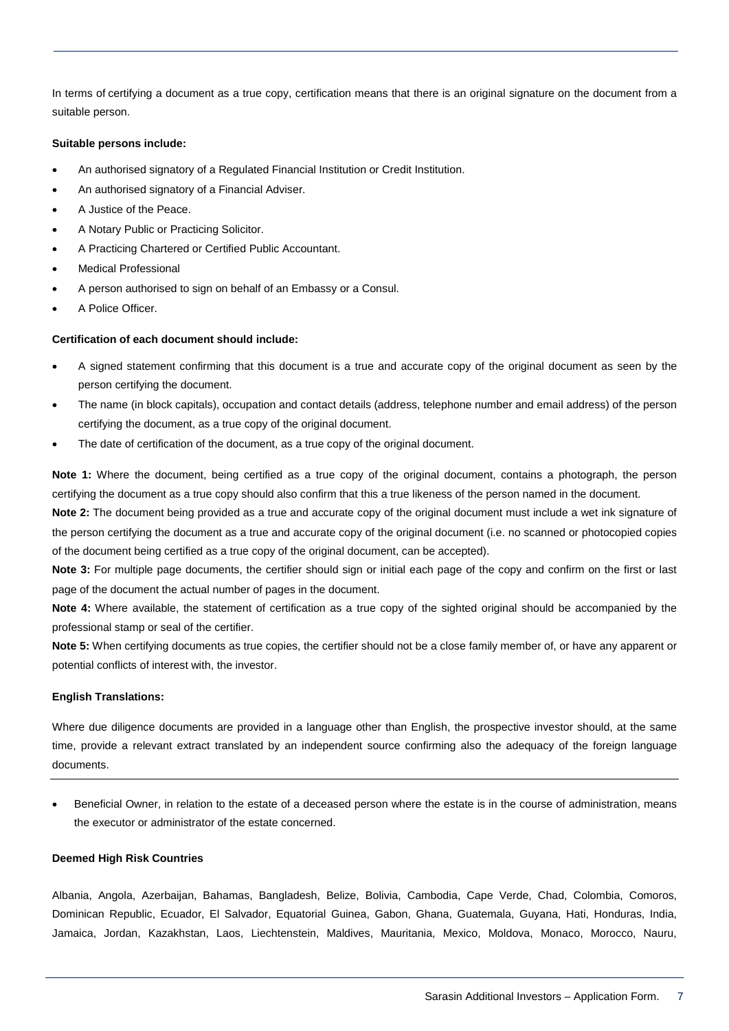In terms of certifying a document as a true copy, certification means that there is an original signature on the document from a suitable person.

**Suitable persons include:**

- An authorised signatory of a Regulated Financial Institution or Credit Institution.
- An authorised signatory of a Financial Adviser.
- A Justice of the Peace.
- A Notary Public or Practicing Solicitor.
- A Practicing Chartered or Certified Public Accountant.
- Medical Professional
- A person authorised to sign on behalf of an Embassy or a Consul.
- A Police Officer.

**Certification of each document should include:**

- A signed statement confirming that this document is a true and accurate copy of the original document as seen by the person certifying the document.
- The name (in block capitals), occupation and contact details (address, telephone number and email address) of the person certifying the document, as a true copy of the original document.
- The date of certification of the document, as a true copy of the original document.

**Note 1:** Where the document, being certified as a true copy of the original document, contains a photograph, the person certifying the document as a true copy should also confirm that this a true likeness of the person named in the document.

**Note 2:** The document being provided as a true and accurate copy of the original document must include a wet ink signature of the person certifying the document as a true and accurate copy of the original document (i.e. no scanned or photocopied copies of the document being certified as a true copy of the original document, can be accepted).

**Note 3:** For multiple page documents, the certifier should sign or initial each page of the copy and confirm on the first or last page of the document the actual number of pages in the document.

**Note 4:** Where available, the statement of certification as a true copy of the sighted original should be accompanied by the professional stamp or seal of the certifier.

**Note 5:** When certifying documents as true copies, the certifier should not be a close family member of, or have any apparent or potential conflicts of interest with, the investor.

**English Translations:**

Where due diligence documents are provided in a language other than English, the prospective investor should, at the same time, provide a relevant extract translated by an independent source confirming also the adequacy of the foreign language documents.

---

- Beneficial Owner, in relation to the estate of a deceased person where the estate is in the course of administration, means the executor or administrator of the estate concerned.

**Deemed High Risk Countries**

Albania, Angola, Azerbaijan, Bahamas, Bangladesh, Belize, Bolivia, Cambodia, Cape Verde, Chad, Colombia, Comoros, Dominican Republic, Ecuador, El Salvador, Equatorial Guinea, Gabon, Ghana, Guatemala, Guyana, Hati, Honduras, India, Jamaica, Jordan, Kazakhstan, Laos, Liechtenstein, Maldives, Mauritania, Mexico, Moldova, Monaco, Morocco, Nauru,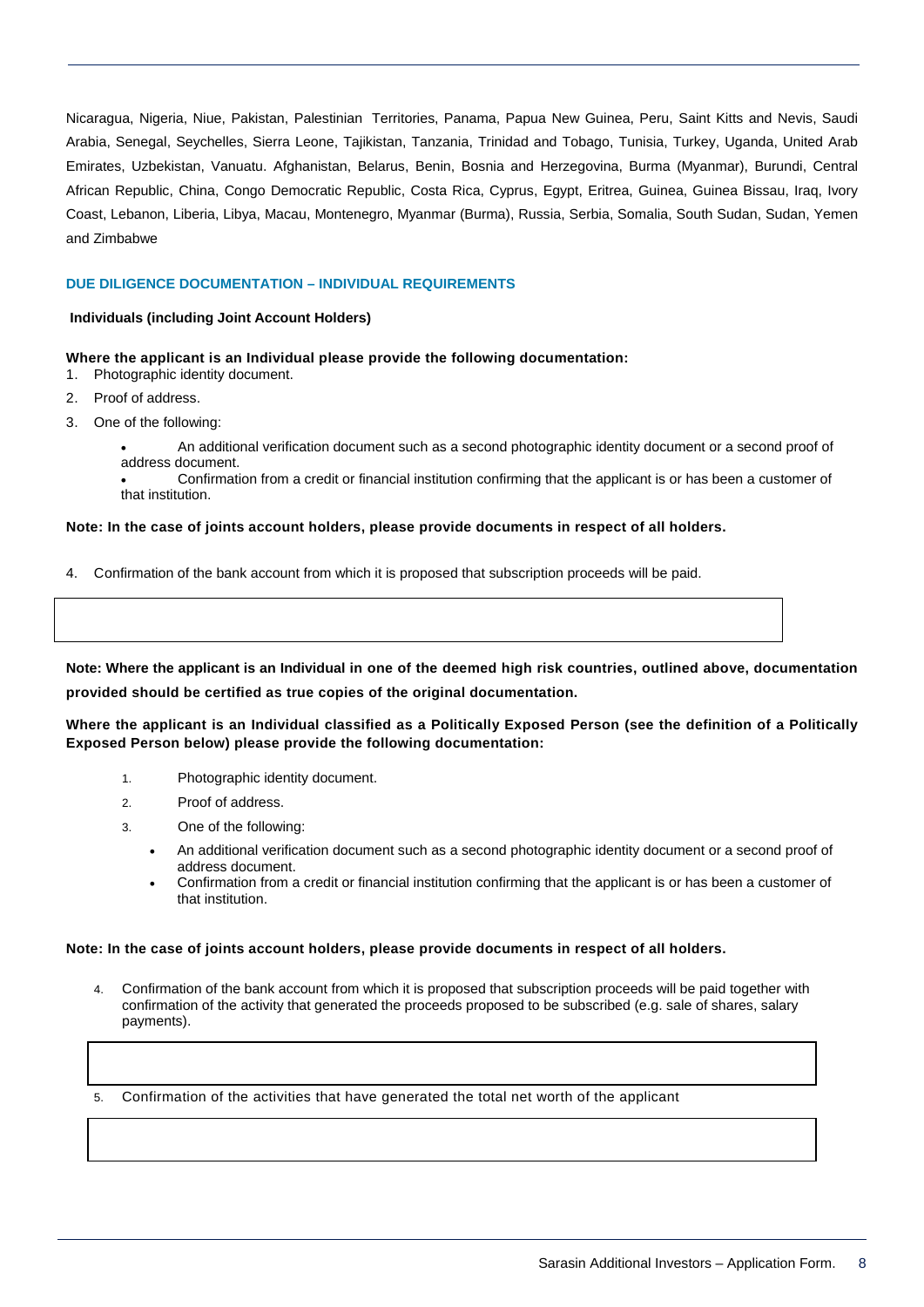Nicaragua, Nigeria, Niue, Pakistan, Palestinian Territories, Panama, Papua New Guinea, Peru, Saint Kitts and Nevis, Saudi Arabia, Senegal, Seychelles, Sierra Leone, Tajikistan, Tanzania, Trinidad and Tobago, Tunisia, Turkey, Uganda, United Arab Emirates, Uzbekistan, Vanuatu. Afghanistan, Belarus, Benin, Bosnia and Herzegovina, Burma (Myanmar), Burundi, Central African Republic, China, Congo Democratic Republic, Costa Rica, Cyprus, Egypt, Eritrea, Guinea, Guinea Bissau, Iraq, Ivory Coast, Lebanon, Liberia, Libya, Macau, Montenegro, Myanmar (Burma), Russia, Serbia, Somalia, South Sudan, Sudan, Yemen and Zimbabwe

## DUE DILIGENCE DOCUMENTATION – INDIVIDUAL REQUIREMENTS

**Individuals (including Joint Account Holders)**

**Where the applicant is an Individual please provide the following documentation:**

1. Photographic identity document.
2. Proof of address.
3. One of the following:
   - An additional verification document such as a second photographic identity document or a second proof of address document.
   - Confirmation from a credit or financial institution confirming that the applicant is or has been a customer of that institution.

**Note: In the case of joints account holders, please provide documents in respect of all holders.**

4. Confirmation of the bank account from which it is proposed that subscription proceeds will be paid.

**Note: Where the applicant is an Individual in one of the deemed high risk countries, outlined above, documentation provided should be certified as true copies of the original documentation.**

**Where the applicant is an Individual classified as a Politically Exposed Person (see the definition of a Politically Exposed Person below) please provide the following documentation:**

1. Photographic identity document.
2. Proof of address.
3. One of the following:
   - An additional verification document such as a second photographic identity document or a second proof of address document.
   - Confirmation from a credit or financial institution confirming that the applicant is or has been a customer of that institution.

**Note: In the case of joints account holders, please provide documents in respect of all holders.**

4. Confirmation of the bank account from which it is proposed that subscription proceeds will be paid together with confirmation of the activity that generated the proceeds proposed to be subscribed (e.g. sale of shares, salary payments).

5. Confirmation of the activities that have generated the total net worth of the applicant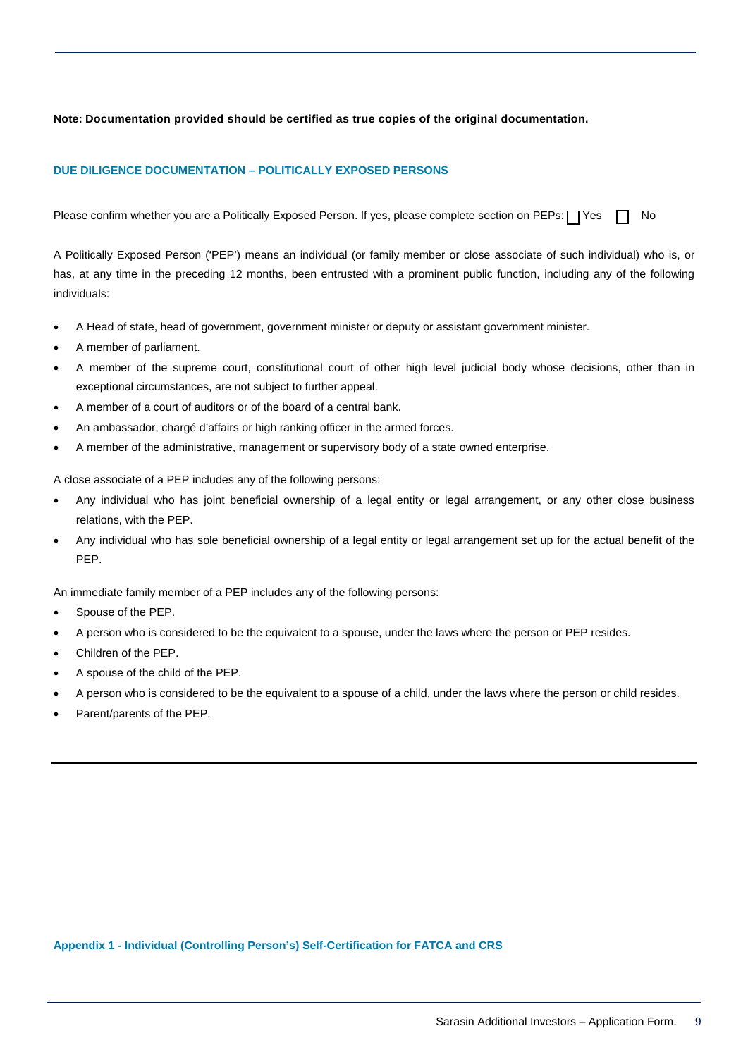**Note: Documentation provided should be certified as true copies of the original documentation.**

## DUE DILIGENCE DOCUMENTATION – POLITICALLY EXPOSED PERSONS

Please confirm whether you are a Politically Exposed Person. If yes, please complete section on PEPs: ☐ Yes ☐ No

A Politically Exposed Person ('PEP') means an individual (or family member or close associate of such individual) who is, or has, at any time in the preceding 12 months, been entrusted with a prominent public function, including any of the following individuals:

- A Head of state, head of government, government minister or deputy or assistant government minister.
- A member of parliament.
- A member of the supreme court, constitutional court of other high level judicial body whose decisions, other than in exceptional circumstances, are not subject to further appeal.
- A member of a court of auditors or of the board of a central bank.
- An ambassador, chargé d'affairs or high ranking officer in the armed forces.
- A member of the administrative, management or supervisory body of a state owned enterprise.

A close associate of a PEP includes any of the following persons:

- Any individual who has joint beneficial ownership of a legal entity or legal arrangement, or any other close business relations, with the PEP.
- Any individual who has sole beneficial ownership of a legal entity or legal arrangement set up for the actual benefit of the PEP.

An immediate family member of a PEP includes any of the following persons:

- Spouse of the PEP.
- A person who is considered to be the equivalent to a spouse, under the laws where the person or PEP resides.
- Children of the PEP.
- A spouse of the child of the PEP.
- A person who is considered to be the equivalent to a spouse of a child, under the laws where the person or child resides.
- Parent/parents of the PEP.

---

## Appendix 1 - Individual (Controlling Person's) Self-Certification for FATCA and CRS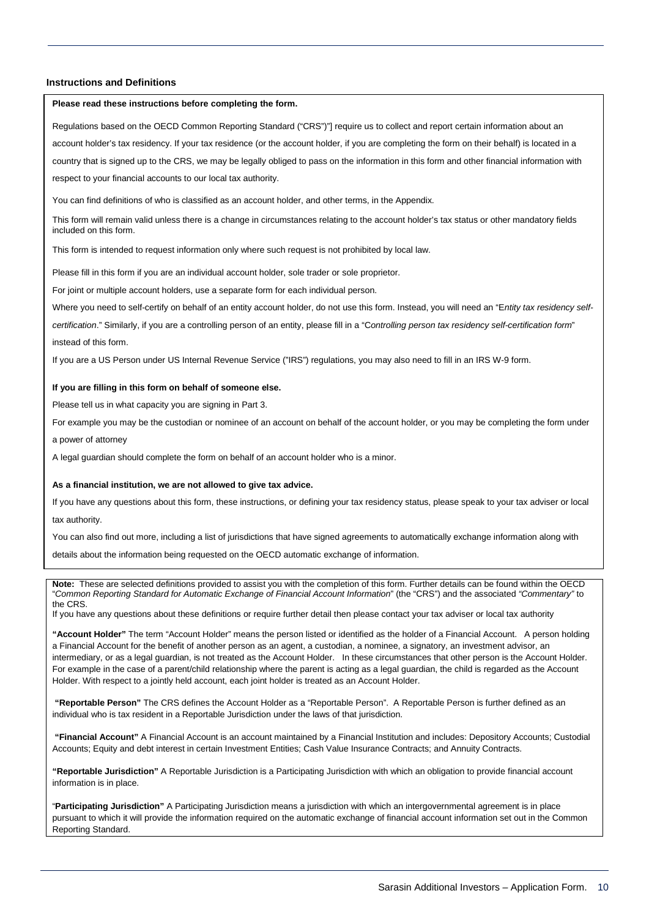### Instructions and Definitions

**Please read these instructions before completing the form.**

Regulations based on the OECD Common Reporting Standard ("CRS")"] require us to collect and report certain information about an account holder's tax residency. If your tax residence (or the account holder, if you are completing the form on their behalf) is located in a country that is signed up to the CRS, we may be legally obliged to pass on the information in this form and other financial information with respect to your financial accounts to our local tax authority.

You can find definitions of who is classified as an account holder, and other terms, in the Appendix.

This form will remain valid unless there is a change in circumstances relating to the account holder's tax status or other mandatory fields included on this form.

This form is intended to request information only where such request is not prohibited by local law.

Please fill in this form if you are an individual account holder, sole trader or sole proprietor.

For joint or multiple account holders, use a separate form for each individual person.

Where you need to self-certify on behalf of an entity account holder, do not use this form. Instead, you will need an "E*ntity tax residency self-certification*." Similarly, if you are a controlling person of an entity, please fill in a "C*ontrolling person tax residency self-certification form*" instead of this form.

If you are a US Person under US Internal Revenue Service ("IRS") regulations, you may also need to fill in an IRS W-9 form.

**If you are filling in this form on behalf of someone else.**

Please tell us in what capacity you are signing in Part 3.

For example you may be the custodian or nominee of an account on behalf of the account holder, or you may be completing the form under a power of attorney

A legal guardian should complete the form on behalf of an account holder who is a minor.

**As a financial institution, we are not allowed to give tax advice.**

If you have any questions about this form, these instructions, or defining your tax residency status, please speak to your tax adviser or local tax authority.

You can also find out more, including a list of jurisdictions that have signed agreements to automatically exchange information along with details about the information being requested on the OECD automatic exchange of information.

**Note:** These are selected definitions provided to assist you with the completion of this form. Further details can be found within the OECD "*Common Reporting Standard for Automatic Exchange of Financial Account Information*" (the "CRS") and the associated *"Commentary"* to the CRS.

If you have any questions about these definitions or require further detail then please contact your tax adviser or local tax authority

**"Account Holder"** The term "Account Holder" means the person listed or identified as the holder of a Financial Account. A person holding a Financial Account for the benefit of another person as an agent, a custodian, a nominee, a signatory, an investment advisor, an intermediary, or as a legal guardian, is not treated as the Account Holder. In these circumstances that other person is the Account Holder. For example in the case of a parent/child relationship where the parent is acting as a legal guardian, the child is regarded as the Account Holder. With respect to a jointly held account, each joint holder is treated as an Account Holder.

**"Reportable Person"** The CRS defines the Account Holder as a "Reportable Person". A Reportable Person is further defined as an individual who is tax resident in a Reportable Jurisdiction under the laws of that jurisdiction.

**"Financial Account"** A Financial Account is an account maintained by a Financial Institution and includes: Depository Accounts; Custodial Accounts; Equity and debt interest in certain Investment Entities; Cash Value Insurance Contracts; and Annuity Contracts.

**"Reportable Jurisdiction"** A Reportable Jurisdiction is a Participating Jurisdiction with which an obligation to provide financial account information is in place.

"**Participating Jurisdiction"** A Participating Jurisdiction means a jurisdiction with which an intergovernmental agreement is in place pursuant to which it will provide the information required on the automatic exchange of financial account information set out in the Common Reporting Standard.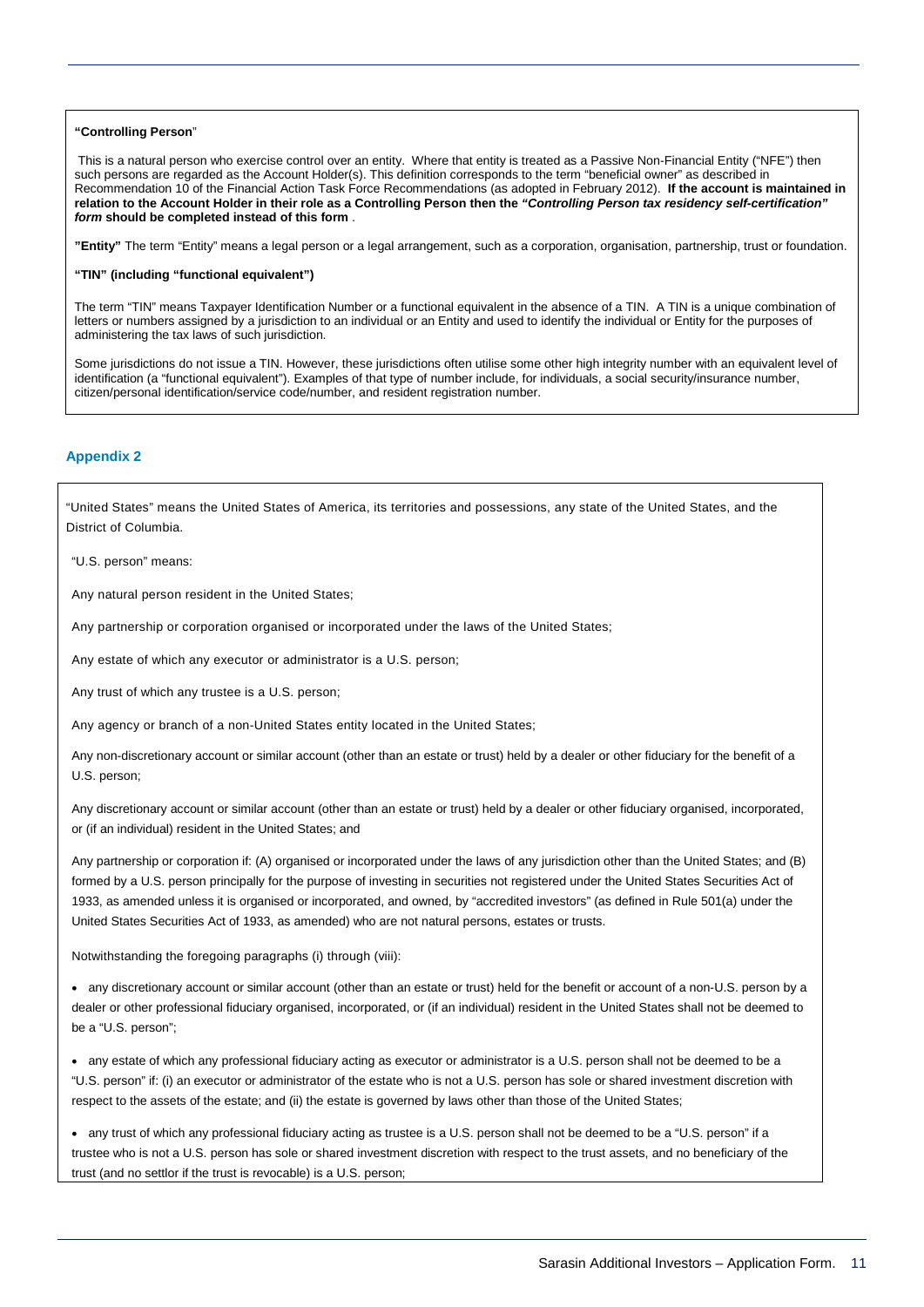**"Controlling Person"**

This is a natural person who exercise control over an entity. Where that entity is treated as a Passive Non-Financial Entity ("NFE") then such persons are regarded as the Account Holder(s). This definition corresponds to the term "beneficial owner" as described in Recommendation 10 of the Financial Action Task Force Recommendations (as adopted in February 2012). **If the account is maintained in relation to the Account Holder in their role as a Controlling Person then the *"Controlling Person tax residency self-certification" form* should be completed instead of this form** .

**"Entity"** The term "Entity" means a legal person or a legal arrangement, such as a corporation, organisation, partnership, trust or foundation.

**"TIN" (including "functional equivalent")**

The term "TIN" means Taxpayer Identification Number or a functional equivalent in the absence of a TIN. A TIN is a unique combination of letters or numbers assigned by a jurisdiction to an individual or an Entity and used to identify the individual or Entity for the purposes of administering the tax laws of such jurisdiction.

Some jurisdictions do not issue a TIN. However, these jurisdictions often utilise some other high integrity number with an equivalent level of identification (a "functional equivalent"). Examples of that type of number include, for individuals, a social security/insurance number, citizen/personal identification/service code/number, and resident registration number.

## Appendix 2

"United States" means the United States of America, its territories and possessions, any state of the United States, and the District of Columbia.

"U.S. person" means:

Any natural person resident in the United States;

Any partnership or corporation organised or incorporated under the laws of the United States;

Any estate of which any executor or administrator is a U.S. person;

Any trust of which any trustee is a U.S. person;

Any agency or branch of a non-United States entity located in the United States;

Any non-discretionary account or similar account (other than an estate or trust) held by a dealer or other fiduciary for the benefit of a U.S. person;

Any discretionary account or similar account (other than an estate or trust) held by a dealer or other fiduciary organised, incorporated, or (if an individual) resident in the United States; and

Any partnership or corporation if: (A) organised or incorporated under the laws of any jurisdiction other than the United States; and (B) formed by a U.S. person principally for the purpose of investing in securities not registered under the United States Securities Act of 1933, as amended unless it is organised or incorporated, and owned, by "accredited investors" (as defined in Rule 501(a) under the United States Securities Act of 1933, as amended) who are not natural persons, estates or trusts.

Notwithstanding the foregoing paragraphs (i) through (viii):

- any discretionary account or similar account (other than an estate or trust) held for the benefit or account of a non-U.S. person by a dealer or other professional fiduciary organised, incorporated, or (if an individual) resident in the United States shall not be deemed to be a "U.S. person";
- any estate of which any professional fiduciary acting as executor or administrator is a U.S. person shall not be deemed to be a "U.S. person" if: (i) an executor or administrator of the estate who is not a U.S. person has sole or shared investment discretion with respect to the assets of the estate; and (ii) the estate is governed by laws other than those of the United States;
- any trust of which any professional fiduciary acting as trustee is a U.S. person shall not be deemed to be a "U.S. person" if a trustee who is not a U.S. person has sole or shared investment discretion with respect to the trust assets, and no beneficiary of the trust (and no settlor if the trust is revocable) is a U.S. person;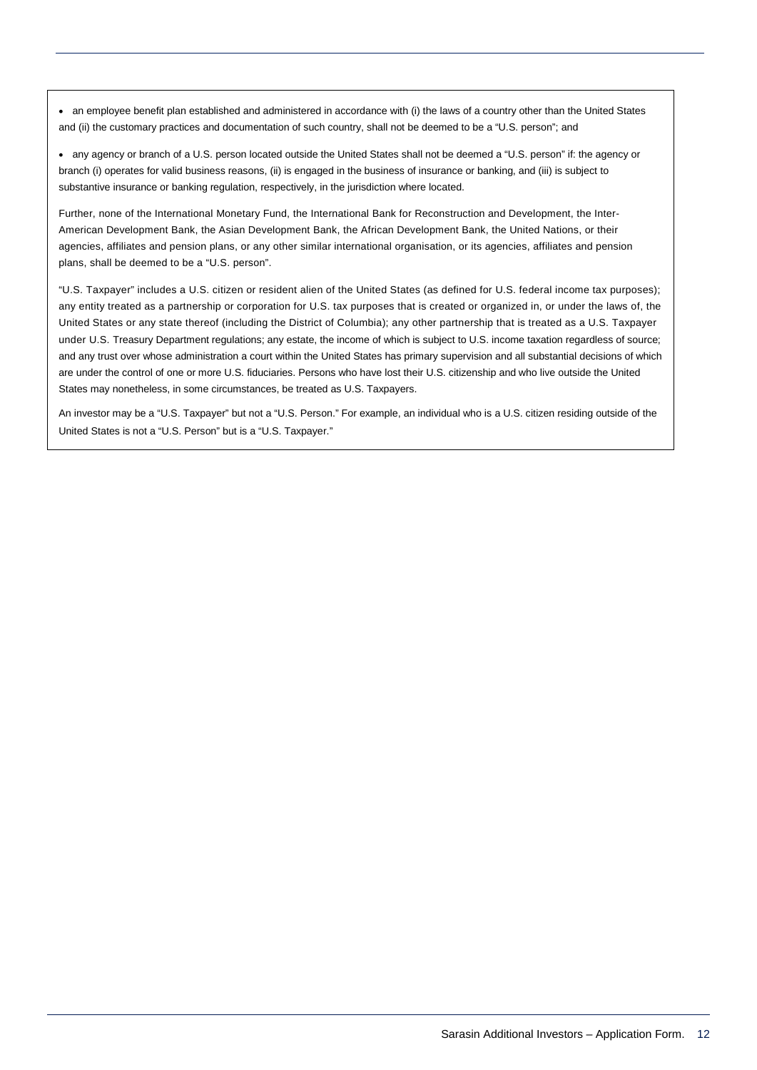- an employee benefit plan established and administered in accordance with (i) the laws of a country other than the United States and (ii) the customary practices and documentation of such country, shall not be deemed to be a "U.S. person"; and

- any agency or branch of a U.S. person located outside the United States shall not be deemed a "U.S. person" if: the agency or branch (i) operates for valid business reasons, (ii) is engaged in the business of insurance or banking, and (iii) is subject to substantive insurance or banking regulation, respectively, in the jurisdiction where located.

Further, none of the International Monetary Fund, the International Bank for Reconstruction and Development, the Inter-American Development Bank, the Asian Development Bank, the African Development Bank, the United Nations, or their agencies, affiliates and pension plans, or any other similar international organisation, or its agencies, affiliates and pension plans, shall be deemed to be a "U.S. person".

"U.S. Taxpayer" includes a U.S. citizen or resident alien of the United States (as defined for U.S. federal income tax purposes); any entity treated as a partnership or corporation for U.S. tax purposes that is created or organized in, or under the laws of, the United States or any state thereof (including the District of Columbia); any other partnership that is treated as a U.S. Taxpayer under U.S. Treasury Department regulations; any estate, the income of which is subject to U.S. income taxation regardless of source; and any trust over whose administration a court within the United States has primary supervision and all substantial decisions of which are under the control of one or more U.S. fiduciaries. Persons who have lost their U.S. citizenship and who live outside the United States may nonetheless, in some circumstances, be treated as U.S. Taxpayers.

An investor may be a "U.S. Taxpayer" but not a "U.S. Person." For example, an individual who is a U.S. citizen residing outside of the United States is not a "U.S. Person" but is a "U.S. Taxpayer."